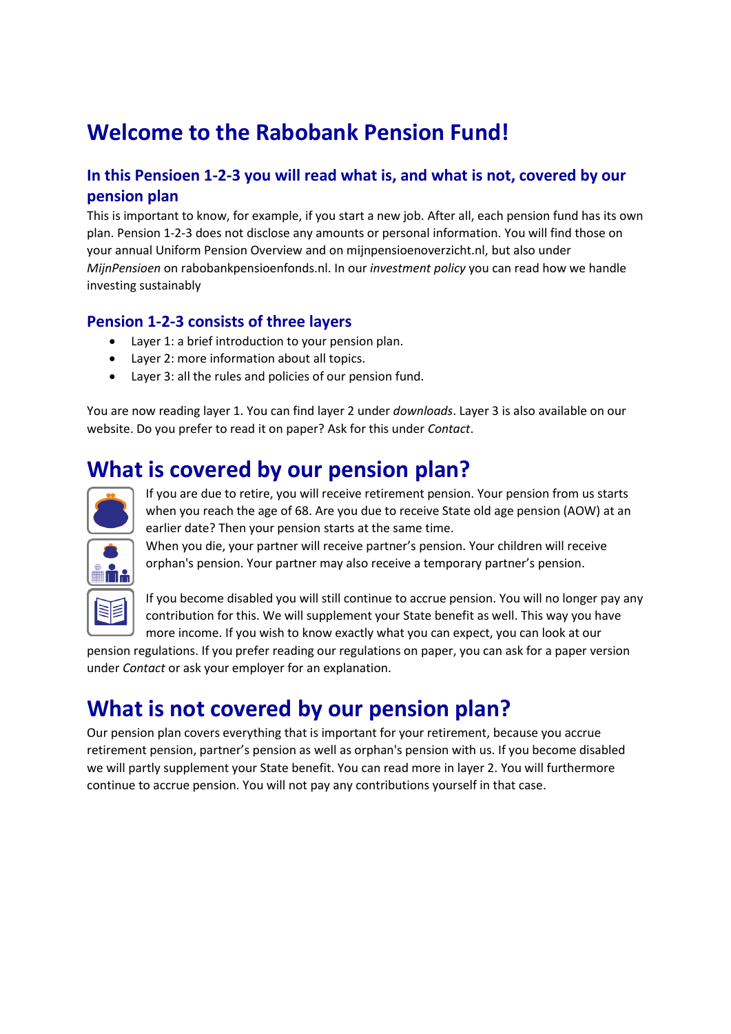# Welcome to the Rabobank Pension Fund!

### In this Pensioen 1-2-3 you will read what is, and what is not, covered by our pension plan

This is important to know, for example, if you start a new job. After all, each pension fund has its own plan. Pension 1-2-3 does not disclose any amounts or personal information. You will find those on your annual Uniform Pension Overview and on mijnpensioenoverzicht.nl, but also under *MijnPensioen* on rabobankpensioenfonds.nl. In our *investment policy* you can read how we handle investing sustainably

### Pension 1-2-3 consists of three layers

- Layer 1: a brief introduction to your pension plan.
- Layer 2: more information about all topics.
- Layer 3: all the rules and policies of our pension fund.

You are now reading layer 1. You can find layer 2 under *downloads*. Layer 3 is also available on our website. Do you prefer to read it on paper? Ask for this under *Contact*.

## What is covered by our pension plan?

If you are due to retire, you will receive retirement pension. Your pension from us starts when you reach the age of 68. Are you due to receive State old age pension (AOW) at an earlier date? Then your pension starts at the same time.

When you die, your partner will receive partner's pension. Your children will receive orphan's pension. Your partner may also receive a temporary partner's pension.

If you become disabled you will still continue to accrue pension. You will no longer pay any contribution for this. We will supplement your State benefit as well. This way you have more income. If you wish to know exactly what you can expect, you can look at our pension regulations. If you prefer reading our regulations on paper, you can ask for a paper version under *Contact* or ask your employer for an explanation.

## What is not covered by our pension plan?

Our pension plan covers everything that is important for your retirement, because you accrue retirement pension, partner's pension as well as orphan's pension with us. If you become disabled we will partly supplement your State benefit. You can read more in layer 2. You will furthermore continue to accrue pension. You will not pay any contributions yourself in that case.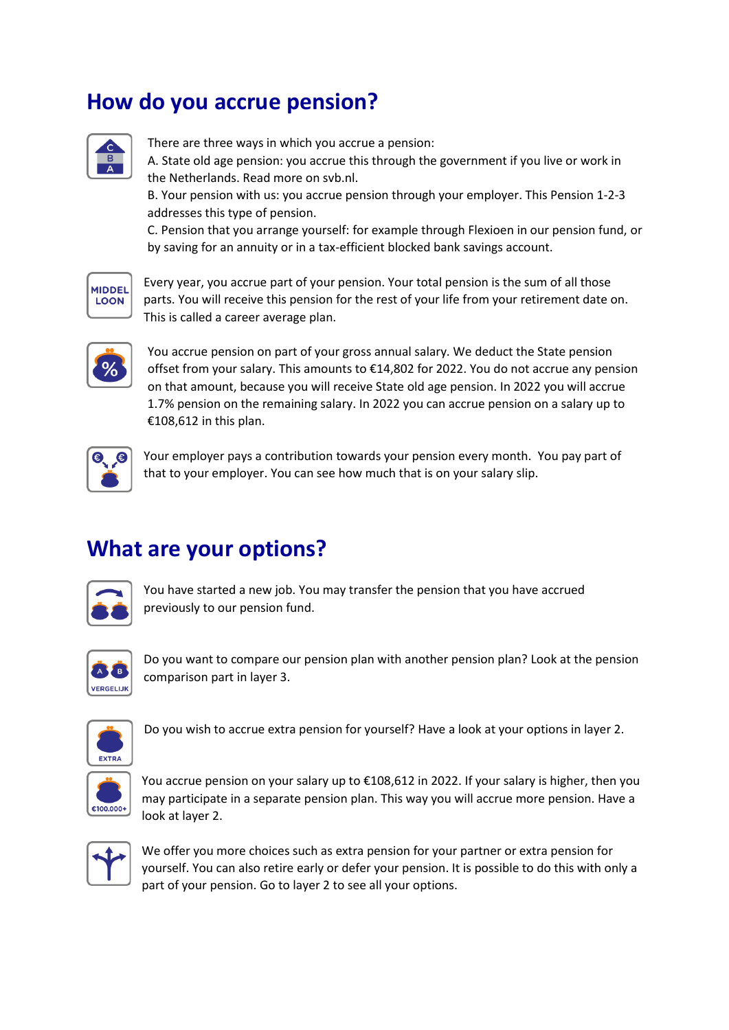## How do you accrue pension?

There are three ways in which you accrue a pension:
A. State old age pension: you accrue this through the government if you live or work in the Netherlands. Read more on svb.nl.
B. Your pension with us: you accrue pension through your employer. This Pension 1-2-3 addresses this type of pension.
C. Pension that you arrange yourself: for example through Flexioen in our pension fund, or by saving for an annuity or in a tax-efficient blocked bank savings account.

Every year, you accrue part of your pension. Your total pension is the sum of all those parts. You will receive this pension for the rest of your life from your retirement date on. This is called a career average plan.

You accrue pension on part of your gross annual salary. We deduct the State pension offset from your salary. This amounts to €14,802 for 2022. You do not accrue any pension on that amount, because you will receive State old age pension. In 2022 you will accrue 1.7% pension on the remaining salary. In 2022 you can accrue pension on a salary up to €108,612 in this plan.

Your employer pays a contribution towards your pension every month. You pay part of that to your employer. You can see how much that is on your salary slip.

## What are your options?

You have started a new job. You may transfer the pension that you have accrued previously to our pension fund.

Do you want to compare our pension plan with another pension plan? Look at the pension comparison part in layer 3.

Do you wish to accrue extra pension for yourself? Have a look at your options in layer 2.

You accrue pension on your salary up to €108,612 in 2022. If your salary is higher, then you may participate in a separate pension plan. This way you will accrue more pension. Have a look at layer 2.

We offer you more choices such as extra pension for your partner or extra pension for yourself. You can also retire early or defer your pension. It is possible to do this with only a part of your pension. Go to layer 2 to see all your options.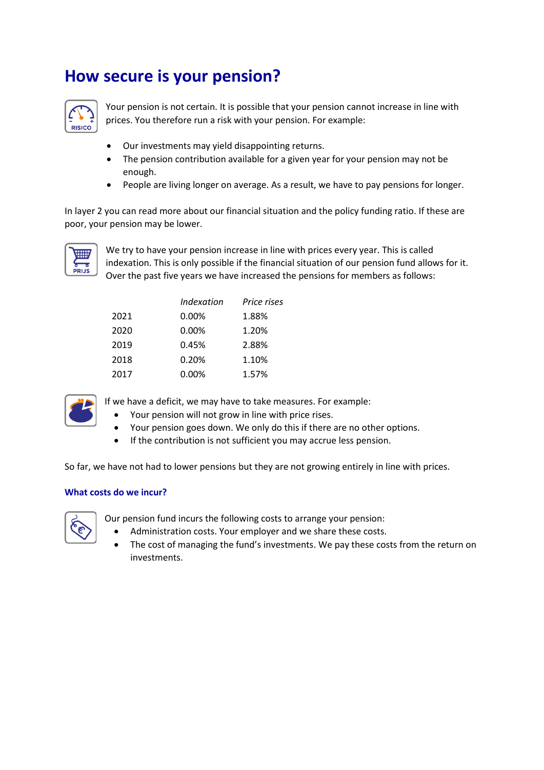# How secure is your pension?

Your pension is not certain. It is possible that your pension cannot increase in line with prices. You therefore run a risk with your pension. For example:

- Our investments may yield disappointing returns.
- The pension contribution available for a given year for your pension may not be enough.
- People are living longer on average. As a result, we have to pay pensions for longer.

In layer 2 you can read more about our financial situation and the policy funding ratio. If these are poor, your pension may be lower.

We try to have your pension increase in line with prices every year. This is called indexation. This is only possible if the financial situation of our pension fund allows for it. Over the past five years we have increased the pensions for members as follows:

| | *Indexation* | *Price rises* |
|---|---|---|
| 2021 | 0.00% | 1.88% |
| 2020 | 0.00% | 1.20% |
| 2019 | 0.45% | 2.88% |
| 2018 | 0.20% | 1.10% |
| 2017 | 0.00% | 1.57% |

If we have a deficit, we may have to take measures. For example:

- Your pension will not grow in line with price rises.
- Your pension goes down. We only do this if there are no other options.
- If the contribution is not sufficient you may accrue less pension.

So far, we have not had to lower pensions but they are not growing entirely in line with prices.

### What costs do we incur?

Our pension fund incurs the following costs to arrange your pension:

- Administration costs. Your employer and we share these costs.
- The cost of managing the fund's investments. We pay these costs from the return on investments.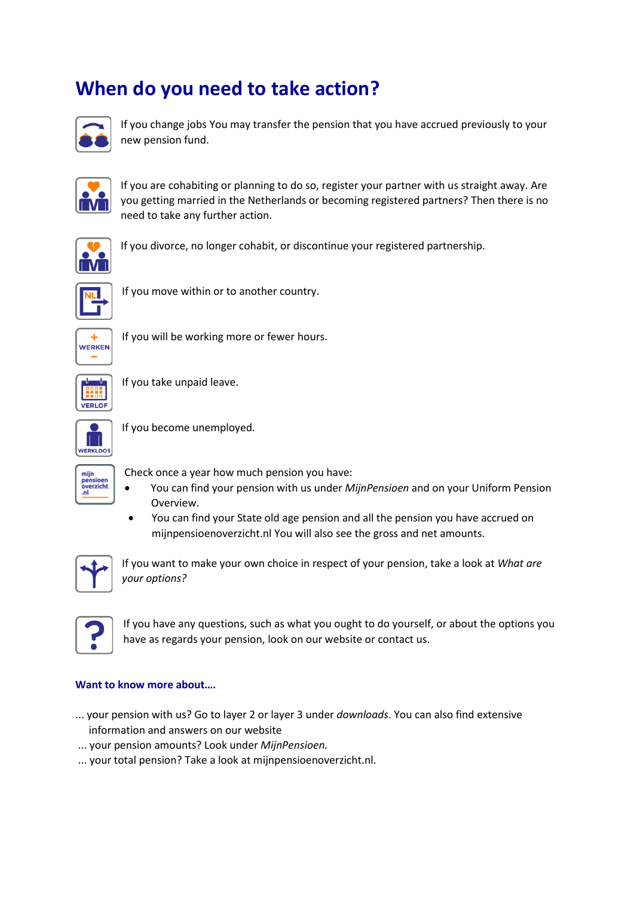# When do you need to take action?

If you change jobs You may transfer the pension that you have accrued previously to your new pension fund.

If you are cohabiting or planning to do so, register your partner with us straight away. Are you getting married in the Netherlands or becoming registered partners? Then there is no need to take any further action.

If you divorce, no longer cohabit, or discontinue your registered partnership.

If you move within or to another country.

If you will be working more or fewer hours.

If you take unpaid leave.

If you become unemployed.

Check once a year how much pension you have:

- You can find your pension with us under *MijnPensioen* and on your Uniform Pension Overview.
- You can find your State old age pension and all the pension you have accrued on mijnpensioenoverzicht.nl You will also see the gross and net amounts.

If you want to make your own choice in respect of your pension, take a look at *What are your options?*

If you have any questions, such as what you ought to do yourself, or about the options you have as regards your pension, look on our website or contact us.

**Want to know more about….**

... your pension with us? Go to layer 2 or layer 3 under *downloads*. You can also find extensive information and answers on our website
... your pension amounts? Look under *MijnPensioen.*
... your total pension? Take a look at mijnpensioenoverzicht.nl.